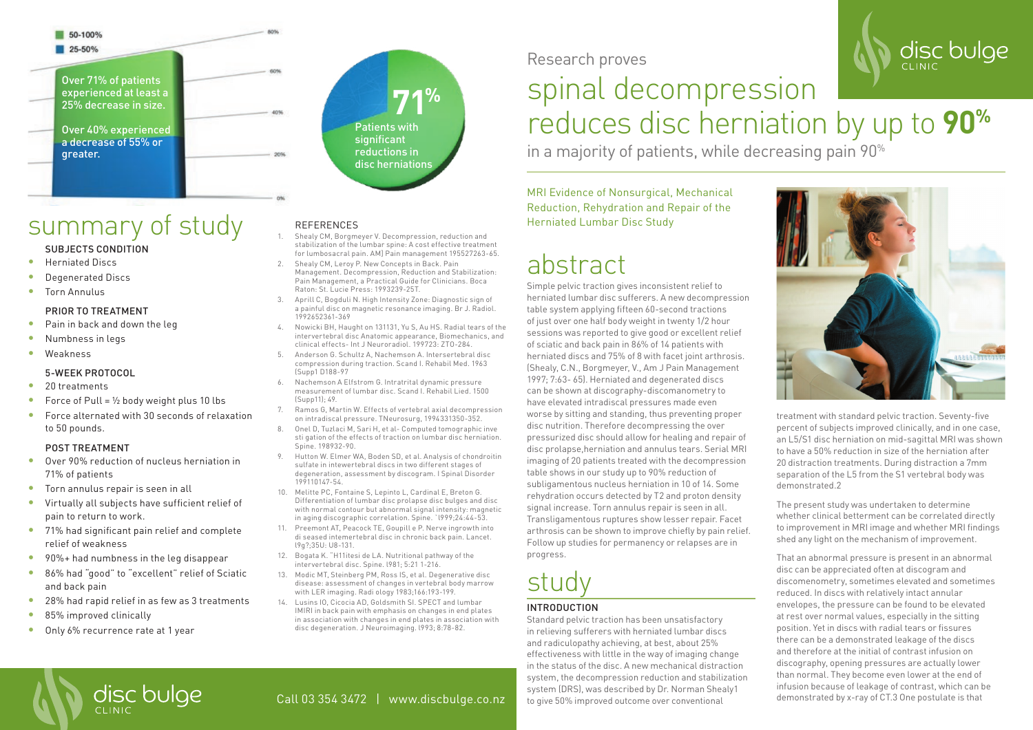50-100%

25-50%

Over 71% of patients experienced at least a 25% decrease in size.

Over 40% experienced a decrease of 55% or greater.

**71%** Patients with significant reductions in disc herniations

# summary of study

### SUBJECTS CONDITION

- Herniated Discs
- Degenerated Discs
- Torn Annulus

### PRIOR TO TREATMENT

- Pain in back and down the leg
- Numbness in legs
- Weakness

### 5-WEEK PROTOCOL

- 20 treatments
- Force of Pull = ½ body weight plus 10 lbs
- Force alternated with 30 seconds of relaxation to 50 pounds.

### POST TREATMENT

- Over 90% reduction of nucleus herniation in 71% of patients
- Torn annulus repair is seen in all
- Virtually all subjects have sufficient relief of pain to return to work.
- 71% had significant pain relief and complete relief of weakness
- 90%+ had numbness in the leg disappear
- 86% had "good" to "excellent" relief of Sciatic and back pain
- 28% had rapid relief in as few as 3 treatments
- 85% improved clinically
- Only 6% recurrence rate at 1 year

### REFERENCES

1. Shealy CM, Borgmeyer V. Decompression, reduction and stabilization of the lumbar spine: A cost effective treatment for lumbosacral pain. AMJ Pain management 195527263-65.
2. Shealy CM, Leroy P. New Concepts in Back. Pain Management. Decompression, Reduction and Stabilization: Pain Management, a Practical Guide for Clinicians. Boca Raton: St. Lucie Press: 1993239-25T.
3. Aprill C, Bogduli N. High Intensity Zone: Diagnostic sign of a painful disc on magnetic resonance imaging. Br J. Radiol. 199262361-369
4. Nowicki BH, Haught on 131131, Yu S, Au HS. Radial tears of the intervertebral disc Anatomic appearance, Biomechanics, and clinical effects- Int J Neuroradiol. 199723: ZTO-284.
5. Anderson G. Schultz A, Nachemson A. Intersertebral disc compression during traction. Scand I. Rehabil Med. 1963 (Supp1 D188-97
6. Nachemson A Elfstrom G. Intratrital dynamic pressure measurement of lumbar disc. Scand I. Rehabil Lied. 1500 (Supp11); 49.
7. Ramos G, Martin W. Effects of vertebral axial decompression on intradiscal pressure. TNeurosurg, 1994331350-352.
8. Onel D, Tuzlaci M, Sari H, et al- Computed tomographic inve sti gation of the effects of traction on lumbar disc herniation. Spine. 198932-90.
9. Hutton W. Elmer WA, Boden SD, et al. Analysis of chondroitin sulfate in intewertebral discs in two different stages of degeneration, assessment by discogram. I Spinal Disorder 199110147-54.
10. Melitte PC, Fontaine S, Lepinto L, Cardinal E, Breton G. Differentiation of lumbar disc prolapse disc bulges and disc with normal contour but abnormal signal intensity: magnetic in aging discographic correlation. Spine. '1999;24:44-53.
11. Preemont AT, Peacock TE, Goupill e P. Nerve ingrowth into di seased intemertebral disc in chronic back pain. Lancet. l9g?;35U: U8-131.
12. Bogata K. "H11itesi de LA. Nutritional pathway of the intervertebral disc. Spine. l981; 5:21 1-216.
13. Modic MT, Steinberg PM, Ross IS, et al. Degenerative disc disease: assessment of changes in vertebral body marrow with LER imaging. Radi ology 1983;166:193-199.
14. Lusins IO, Cicocia AD, Goldsmith SI. SPECT and lumbar IMIRI in back pain with emphasis on changes in end plates in association with changes in end plates in association with disc degeneration. J Neuroimaging. l993; 8:78-82.

disc bulge CLINIC

Call 03 354 3472 | www.discbulge.co.nz

Research proves

# spinal decompression reduces disc herniation by up to **90%**

in a majority of patients, while decreasing pain 90%

MRI Evidence of Nonsurgical, Mechanical Reduction, Rehydration and Repair of the Herniated Lumbar Disc Study

## abstract

Simple pelvic traction gives inconsistent relief to herniated lumbar disc sufferers. A new decompression table system applying fifteen 60-second tractions of just over one half body weight in twenty 1/2 hour sessions was reported to give good or excellent relief of sciatic and back pain in 86% of 14 patients with herniated discs and 75% of 8 with facet joint arthrosis. (Shealy, C.N., Borgmeyer, V., Am J Pain Management 1997; 7:63- 65). Herniated and degenerated discs can be shown at discography-discomanometry to have elevated intradiscal pressures made even worse by sitting and standing, thus preventing proper disc nutrition. Therefore decompressing the over pressurized disc should allow for healing and repair of disc prolapse,herniation and annulus tears. Serial MRI imaging of 20 patients treated with the decompression table shows in our study up to 90% reduction of subligamentous nucleus herniation in 10 of 14. Some rehydration occurs detected by T2 and proton density signal increase. Torn annulus repair is seen in all. Transligamentous ruptures show lesser repair. Facet arthrosis can be shown to improve chiefly by pain relief. Follow up studies for permanency or relapses are in progress.

## study

### INTRODUCTION

Standard pelvic traction has been unsatisfactory in relieving sufferers with herniated lumbar discs and radiculopathy achieving, at best, about 25% effectiveness with little in the way of imaging change in the status of the disc. A new mechanical distraction system, the decompression reduction and stabilization system (DRS), was described by Dr. Norman Shealy1 to give 50% improved outcome over conventional treatment with standard pelvic traction. Seventy-five percent of subjects improved clinically, and in one case, an L5/S1 disc herniation on mid-sagittal MRI was shown to have a 50% reduction in size of the herniation after 20 distraction treatments. During distraction a 7mm separation of the L5 from the S1 vertebral body was demonstrated.2

The present study was undertaken to determine whether clinical betterment can be correlated directly to improvement in MRI image and whether MRI findings shed any light on the mechanism of improvement.

That an abnormal pressure is present in an abnormal disc can be appreciated often at discogram and discomenometry, sometimes elevated and sometimes reduced. In discs with relatively intact annular envelopes, the pressure can be found to be elevated at rest over normal values, especially in the sitting position. Yet in discs with radial tears or fissures there can be a demonstrated leakage of the discs and therefore at the initial of contrast infusion on discography, opening pressures are actually lower than normal. They become even lower at the end of infusion because of leakage of contrast, which can be demonstrated by x-ray of CT.3 One postulate is that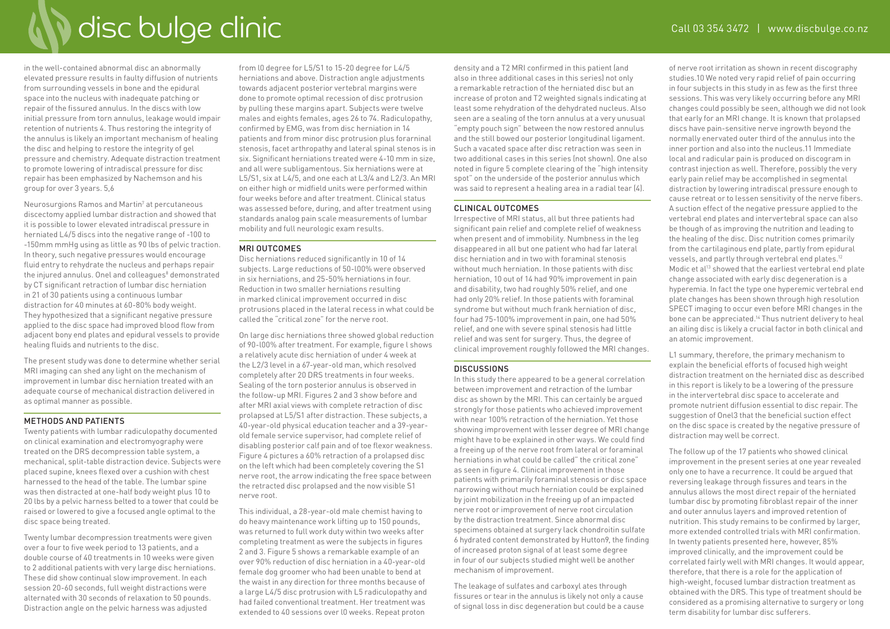in the well-contained abnormal disc an abnormally elevated pressure results in faulty diffusion of nutrients from surrounding vessels in bone and the epidural space into the nucleus with inadequate patching or repair of the fissured annulus. In the discs with low initial pressure from torn annulus, leakage would impair retention of nutrients 4. Thus restoring the integrity of the annulus is likely an important mechanism of healing the disc and helping to restore the integrity of gel pressure and chemistry. Adequate distraction treatment to promote lowering of intradiscal pressure for disc repair has been emphasized by Nachemson and his group for over 3 years. 5,6

Neurosurgions Ramos and Martin[7] at percutaneous discectomy applied lumbar distraction and showed that it is possible to lower elevated intradiscal pressure in herniated L4/5 discs into the negative range of -100 to -150mm mmHg using as little as 90 lbs of pelvic traction. In theory, such negative pressures would encourage fluid entry to rehydrate the nucleus and perhaps repair the injured annulus. Onel and colleagues[8] demonstrated by CT significant retraction of lumbar disc herniation in 21 of 30 patients using a continuous lumbar distraction for 40 minutes at 60-80% body weight. They hypothesized that a significant negative pressure applied to the disc space had improved blood flow from adjacent bony end plates and epidural vessels to provide healing fluids and nutrients to the disc.

The present study was done to determine whether serial MRI imaging can shed any light on the mechanism of improvement in lumbar disc herniation treated with an adequate course of mechanical distraction delivered in as optimal manner as possible.

## METHODS AND PATIENTS

Twenty patients with lumbar radiculopathy documented on clinical examination and electromyography were treated on the DRS decompression table system, a mechanical, split-table distraction device. Subjects were placed supine, knees flexed over a cushion with chest harnessed to the head of the table. The lumbar spine was then distracted at one-half body weight plus 10 to 20 lbs by a pelvic harness belted to a tower that could be raised or lowered to give a focused angle optimal to the disc space being treated.

Twenty lumbar decompression treatments were given over a four to five week period to 13 patients, and a double course of 40 treatments in 10 weeks were given to 2 additional patients with very large disc herniations. These did show continual slow improvement. In each session 20-60 seconds, full weight distractions were alternated with 30 seconds of relaxation to 50 pounds. Distraction angle on the pelvic harness was adjusted from l0 degree for L5/S1 to 15-20 degree for L4/5 herniations and above. Distraction angle adjustments towards adjacent posterior vertebral margins were done to promote optimal recession of disc protrusion by pulling these margins apart. Subjects were twelve males and eights females, ages 26 to 74. Radiculopathy, confirmed by EMG, was from disc herniation in 14 patients and from minor disc protrusion plus forarninal stenosis, facet arthropathy and lateral spinal stenos is in six. Significant herniations treated were 4-10 mm in size, and all were subligamentous. Six herniations were at L5/S1, six at L4/5, and one each at L3/4 and L2/3. An MRI on either high or midfield units were performed within four weeks before and after treatment. Clinical status was assessed before, during, and after treatment using standards analog pain scale measurements of lumbar mobility and full neurologic exam results.

## MRI OUTCOMES

Disc herniations reduced significantly in 10 of 14 subjects. Large reductions of 50-l00% were observed in six herniations, and 25-50% herniations in four. Reduction in two smaller herniations resulting in marked clinical improvement occurred in disc protrusions placed in the lateral recess in what could be called the "critical zone" for the nerve root.

On large disc herniations three showed global reduction of 90-l00% after treatment. For example, figure l shows a relatively acute disc herniation of under 4 week at the L2/3 level in a 67-year-old man, which resolved completely after 20 DRS treatments in four weeks. Sealing of the torn posterior annulus is observed in the follow-up MRI. Figures 2 and 3 show before and after MRI axial views with complete retraction of disc prolapsed at L5/S1 after distraction. These subjects, a 40-year-old physical education teacher and a 39-year-old female service supervisor, had complete relief of disabling posterior calf pain and of toe flexor weakness. Figure 4 pictures a 60% retraction of a prolapsed disc on the left which had been completely covering the S1 nerve root, the arrow indicating the free space between the retracted disc prolapsed and the now visible S1 nerve root.

This individual, a 28-year-old male chemist having to do heavy maintenance work lifting up to 150 pounds, was returned to full work duty within two weeks after completing treatment as were the subjects in figures 2 and 3. Figure 5 shows a remarkable example of an over 90% reduction of disc herniation in a 40-year-old female dog groomer who had been unable to bend at the waist in any direction for three months because of a large L4/5 disc protrusion with L5 radiculopathy and had failed conventional treatment. Her treatment was extended to 40 sessions over l0 weeks. Repeat proton density and a T2 MRI confirmed in this patient (and also in three additional cases in this series) not only a remarkable retraction of the herniated disc but an increase of proton and T2 weighted signals indicating at least some rehydration of the dehydrated nucleus. Also seen are a sealing of the torn annulus at a very unusual "empty pouch sign" between the now restored annulus and the still bowed our posterior longitudinal ligament. Such a vacated space after disc retraction was seen in two additional cases in this series (not shown). One also noted in figure 5 complete clearing of the "high intensity spot" on the underside of the posterior annulus which was said to represent a healing area in a radial tear (4).

## CLINICAL OUTCOMES

Irrespective of MRI status, all but three patients had significant pain relief and complete relief of weakness when present and of immobility. Numbness in the leg disappeared in all but one patient who had far lateral disc herniation and in two with foraminal stenosis without much herniation. In those patients with disc herniation, 10 out of 14 had 90% improvement in pain and disability, two had roughly 50% relief, and one had only 20% relief. In those patients with foraminal syndrome but without much frank herniation of disc, four had 75-100% improvement in pain, one had 50% relief, and one with severe spinal stenosis had little relief and was sent for surgery. Thus, the degree of clinical improvement roughly followed the MRI changes.

## DISCUSSIONS

In this study there appeared to be a general correlation between improvement and retraction of the lumbar disc as shown by the MRI. This can certainly be argued strongly for those patients who achieved improvement with near 100% retraction of the herniation. Yet those showing improvement with lesser degree of MRI change might have to be explained in other ways. We could find a freeing up of the nerve root from lateral or foraminal herniations in what could be called" the critical zone" as seen in figure 4. Clinical improvement in those patients with primarily foraminal stenosis or disc space narrowing without much herniation could be explained by joint mobilization in the freeing up of an impacted nerve root or improvement of nerve root circulation by the distraction treatment. Since abnormal disc specimens obtained at surgery lack chondroitin sulfate 6 hydrated content demonstrated by Hutton9, the finding of increased proton signal of at least some degree in four of our subjects studied might well be another mechanism of improvement.

The leakage of sulfates and carboxyl ates through fissures or tear in the annulus is likely not only a cause of signal loss in disc degeneration but could be a cause of nerve root irritation as shown in recent discography studies.10 We noted very rapid relief of pain occurring in four subjects in this study in as few as the first three sessions. This was very likely occurring before any MRI changes could possibly be seen, although we did not look that early for an MRI change. It is known that prolapsed discs have pain-sensitive nerve ingrowth beyond the normally enervated outer third of the annulus into the inner portion and also into the nucleus.11 Immediate local and radicular pain is produced on discogram in contrast injection as well. Therefore, possibly the very early pain relief may be accomplished in segmental distraction by lowering intradiscal pressure enough to cause retreat or to lessen sensitivity of the nerve fibers. A suction effect of the negative pressure applied to the vertebral end plates and intervertebral space can also be though of as improving the nutrition and leading to the healing of the disc. Disc nutrition comes primarily from the cartilaginous end plate, partly from epidural vessels, and partly through vertebral end plates.[12] Modic et al[13] showed that the earliest vertebral end plate change associated with early disc degeneration is a hyperemia. In fact the type one hyperemic vertebral end plate changes has been shown through high resolution SPECT imaging to occur even before MRI changes in the bone can be appreciated.[14] Thus nutrient delivery to heal an ailing disc is likely a crucial factor in both clinical and an atomic improvement.

L1 summary, therefore, the primary mechanism to explain the beneficial efforts of focused high weight distraction treatment on the herniated disc as described in this report is likely to be a lowering of the pressure in the intervertebral disc space to accelerate and promote nutrient diffusion essential to disc repair. The suggestion of Onel3 that the beneficial suction effect on the disc space is created by the negative pressure of distraction may well be correct.

The follow up of the 17 patients who showed clinical improvement in the present series at one year revealed only one to have a recurrence. It could be argued that reversing leakage through fissures and tears in the annulus allows the most direct repair of the herniated lumbar disc by promoting fibroblast repair of the inner and outer annulus layers and improved retention of nutrition. This study remains to be confirmed by larger, more extended controlled trials with MRI confirmation. In twenty patients presented here, however, 85% improved clinically, and the improvement could be correlated fairly well with MRI changes. It would appear, therefore, that there is a role for the application of high-weight, focused lumbar distraction treatment as obtained with the DRS. This type of treatment should be considered as a promising alternative to surgery or long term disability for lumbar disc sufferers.